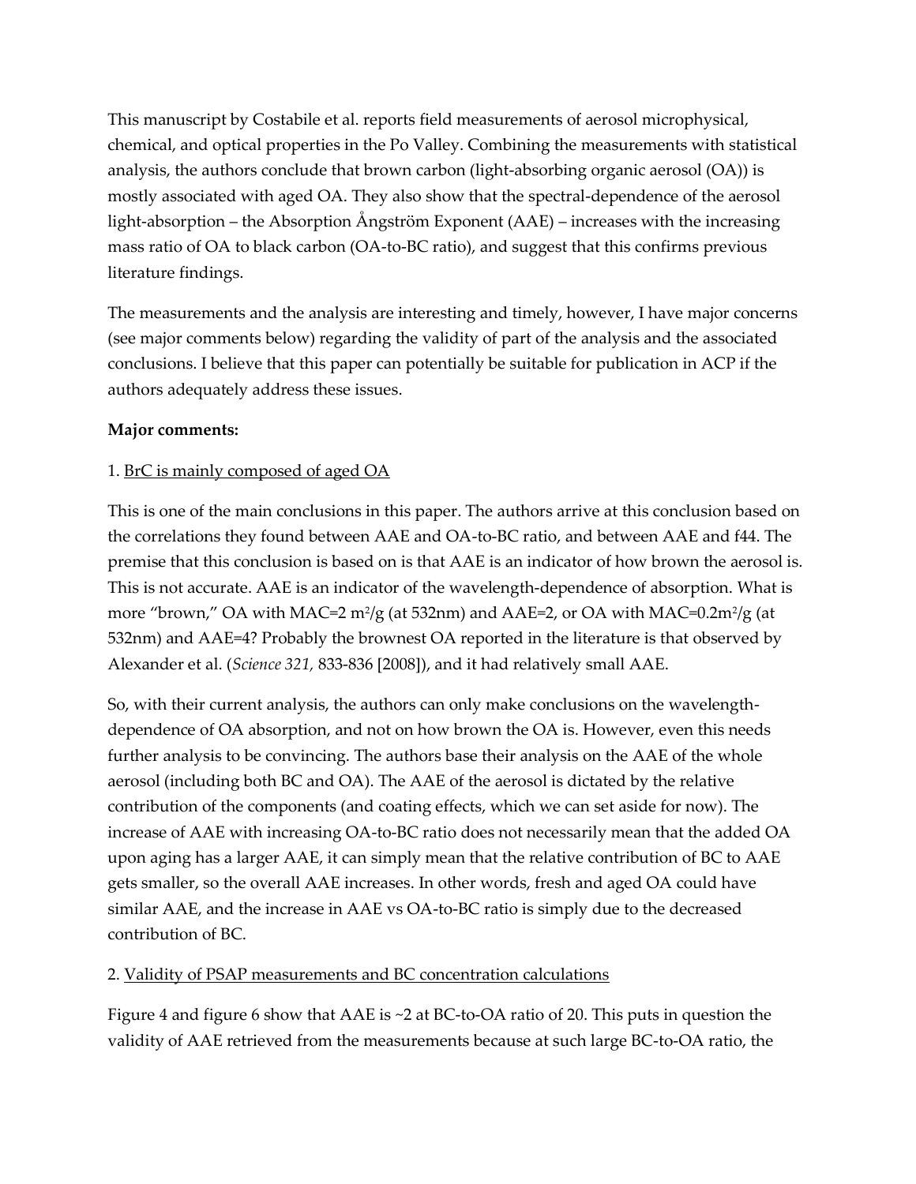This manuscript by Costabile et al. reports field measurements of aerosol microphysical, chemical, and optical properties in the Po Valley. Combining the measurements with statistical analysis, the authors conclude that brown carbon (light-absorbing organic aerosol (OA)) is mostly associated with aged OA. They also show that the spectral-dependence of the aerosol light-absorption – the Absorption Ångström Exponent (AAE) – increases with the increasing mass ratio of OA to black carbon (OA-to-BC ratio), and suggest that this confirms previous literature findings.

The measurements and the analysis are interesting and timely, however, I have major concerns (see major comments below) regarding the validity of part of the analysis and the associated conclusions. I believe that this paper can potentially be suitable for publication in ACP if the authors adequately address these issues.

**Major comments:**

1. BrC is mainly composed of aged OA

This is one of the main conclusions in this paper. The authors arrive at this conclusion based on the correlations they found between AAE and OA-to-BC ratio, and between AAE and f44. The premise that this conclusion is based on is that AAE is an indicator of how brown the aerosol is. This is not accurate. AAE is an indicator of the wavelength-dependence of absorption. What is more "brown," OA with MAC=2 $m^2/g$ (at 532nm) and AAE=2, or OA with MAC=0.2$m^2/g$ (at 532nm) and AAE=4? Probably the brownest OA reported in the literature is that observed by Alexander et al. (*Science 321,* 833-836 [2008]), and it had relatively small AAE.

So, with their current analysis, the authors can only make conclusions on the wavelength-dependence of OA absorption, and not on how brown the OA is. However, even this needs further analysis to be convincing. The authors base their analysis on the AAE of the whole aerosol (including both BC and OA). The AAE of the aerosol is dictated by the relative contribution of the components (and coating effects, which we can set aside for now). The increase of AAE with increasing OA-to-BC ratio does not necessarily mean that the added OA upon aging has a larger AAE, it can simply mean that the relative contribution of BC to AAE gets smaller, so the overall AAE increases. In other words, fresh and aged OA could have similar AAE, and the increase in AAE vs OA-to-BC ratio is simply due to the decreased contribution of BC.

2. Validity of PSAP measurements and BC concentration calculations

Figure 4 and figure 6 show that AAE is ~2 at BC-to-OA ratio of 20. This puts in question the validity of AAE retrieved from the measurements because at such large BC-to-OA ratio, the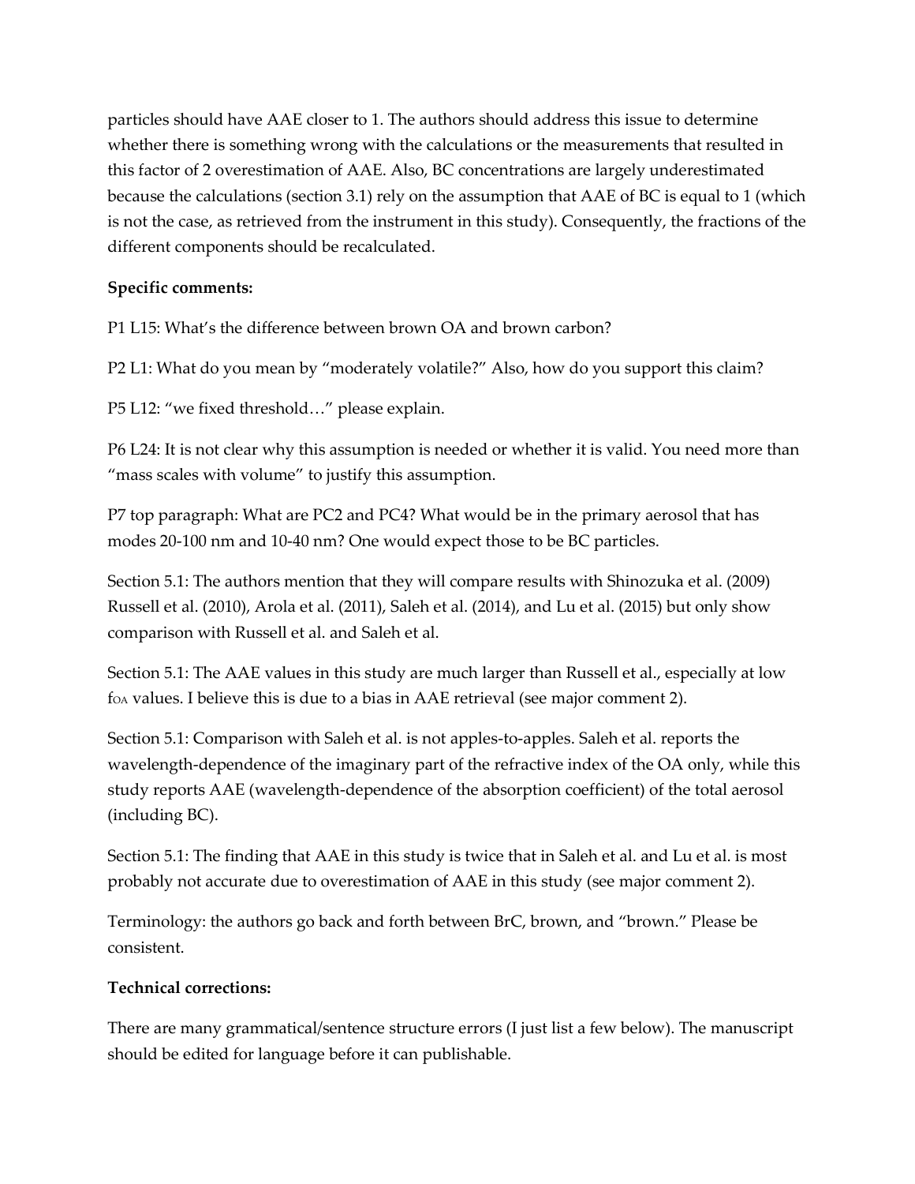particles should have AAE closer to 1. The authors should address this issue to determine whether there is something wrong with the calculations or the measurements that resulted in this factor of 2 overestimation of AAE. Also, BC concentrations are largely underestimated because the calculations (section 3.1) rely on the assumption that AAE of BC is equal to 1 (which is not the case, as retrieved from the instrument in this study). Consequently, the fractions of the different components should be recalculated.

**Specific comments:**

P1 L15: What's the difference between brown OA and brown carbon?

P2 L1: What do you mean by "moderately volatile?" Also, how do you support this claim?

P5 L12: "we fixed threshold…" please explain.

P6 L24: It is not clear why this assumption is needed or whether it is valid. You need more than "mass scales with volume" to justify this assumption.

P7 top paragraph: What are PC2 and PC4? What would be in the primary aerosol that has modes 20-100 nm and 10-40 nm? One would expect those to be BC particles.

Section 5.1: The authors mention that they will compare results with Shinozuka et al. (2009) Russell et al. (2010), Arola et al. (2011), Saleh et al. (2014), and Lu et al. (2015) but only show comparison with Russell et al. and Saleh et al.

Section 5.1: The AAE values in this study are much larger than Russell et al., especially at low $f_{OA}$ values. I believe this is due to a bias in AAE retrieval (see major comment 2).

Section 5.1: Comparison with Saleh et al. is not apples-to-apples. Saleh et al. reports the wavelength-dependence of the imaginary part of the refractive index of the OA only, while this study reports AAE (wavelength-dependence of the absorption coefficient) of the total aerosol (including BC).

Section 5.1: The finding that AAE in this study is twice that in Saleh et al. and Lu et al. is most probably not accurate due to overestimation of AAE in this study (see major comment 2).

Terminology: the authors go back and forth between BrC, brown, and "brown." Please be consistent.

**Technical corrections:**

There are many grammatical/sentence structure errors (I just list a few below). The manuscript should be edited for language before it can publishable.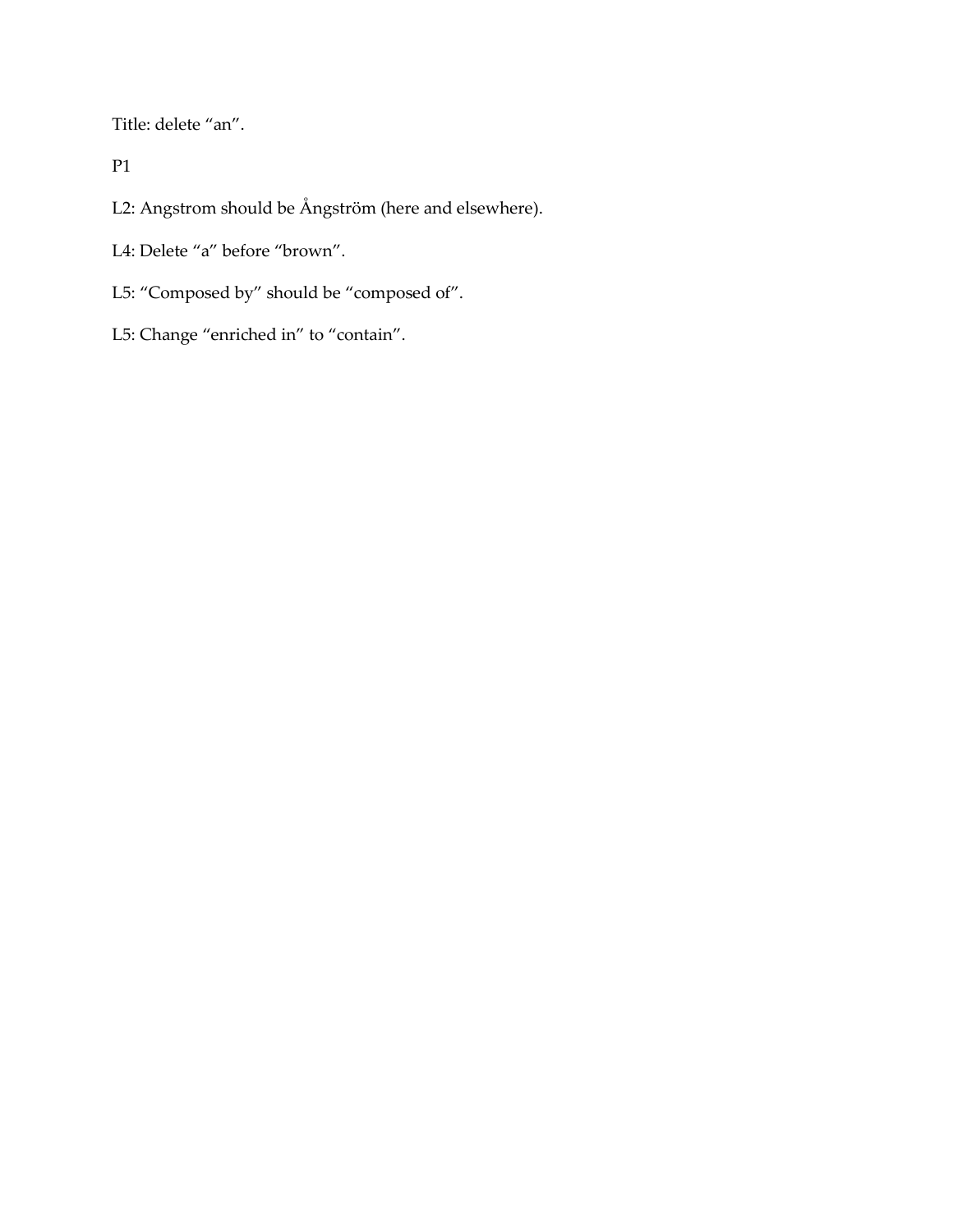Title: delete “an”.

P1

L2: Angstrom should be Ångström (here and elsewhere).

L4: Delete “a” before “brown”.

L5: “Composed by” should be “composed of”.

L5: Change “enriched in” to “contain”.